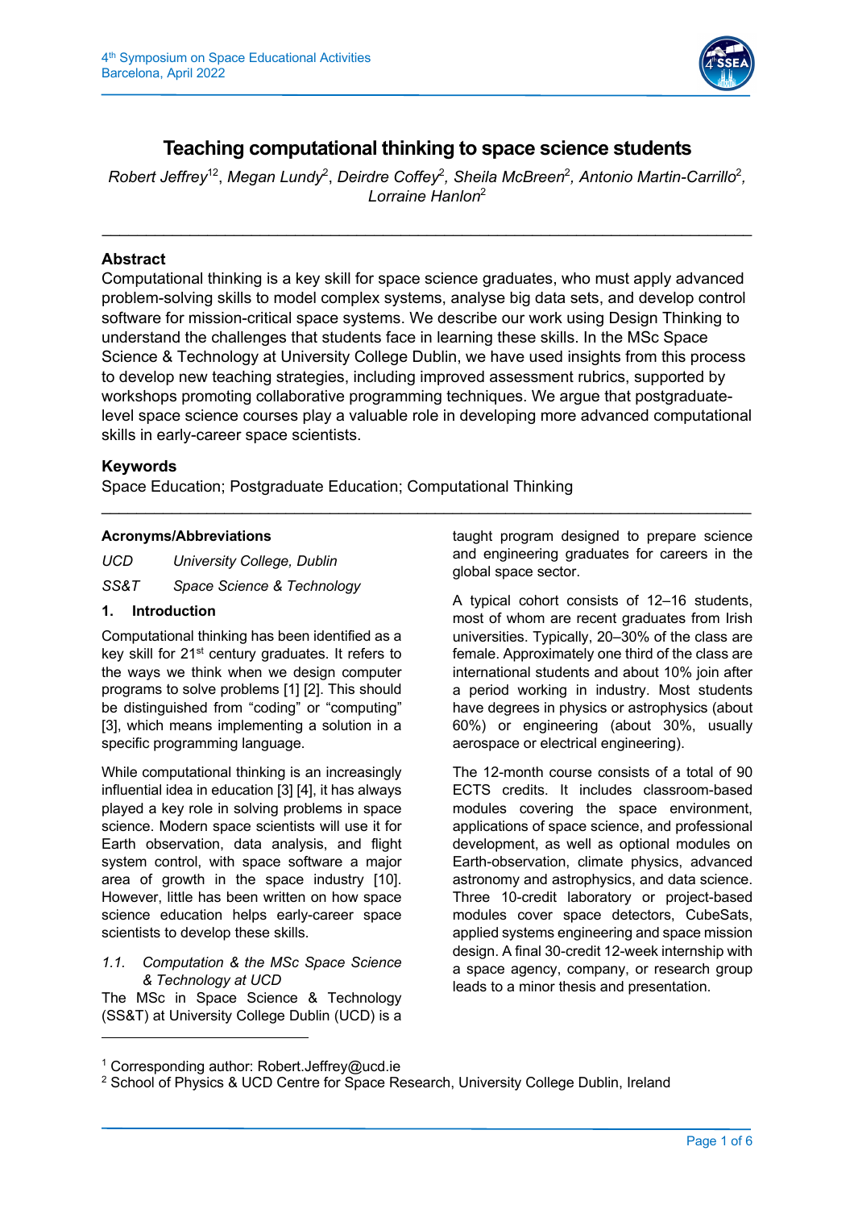# Teaching computational thinking to space science students

*Robert Jeffrey[1,2], Megan Lundy[2], Deirdre Coffey[2], Sheila McBreen[2], Antonio Martin-Carrillo[2], Lorraine Hanlon[2]*

---

## Abstract

Computational thinking is a key skill for space science graduates, who must apply advanced problem-solving skills to model complex systems, analyse big data sets, and develop control software for mission-critical space systems. We describe our work using Design Thinking to understand the challenges that students face in learning these skills. In the MSc Space Science & Technology at University College Dublin, we have used insights from this process to develop new teaching strategies, including improved assessment rubrics, supported by workshops promoting collaborative programming techniques. We argue that postgraduate-level space science courses play a valuable role in developing more advanced computational skills in early-career space scientists.

## Keywords

Space Education; Postgraduate Education; Computational Thinking

---

### Acronyms/Abbreviations

*UCD* *University College, Dublin*

*SS&T* *Space Science & Technology*

## 1. Introduction

Computational thinking has been identified as a key skill for 21st century graduates. It refers to the ways we think when we design computer programs to solve problems [1] [2]. This should be distinguished from "coding" or "computing" [3], which means implementing a solution in a specific programming language.

While computational thinking is an increasingly influential idea in education [3] [4], it has always played a key role in solving problems in space science. Modern space scientists will use it for Earth observation, data analysis, and flight system control, with space software a major area of growth in the space industry [10]. However, little has been written on how space science education helps early-career space scientists to develop these skills.

### *1.1. Computation & the MSc Space Science & Technology at UCD*

The MSc in Space Science & Technology (SS&T) at University College Dublin (UCD) is a taught program designed to prepare science and engineering graduates for careers in the global space sector.

A typical cohort consists of 12–16 students, most of whom are recent graduates from Irish universities. Typically, 20–30% of the class are female. Approximately one third of the class are international students and about 10% join after a period working in industry. Most students have degrees in physics or astrophysics (about 60%) or engineering (about 30%, usually aerospace or electrical engineering).

The 12-month course consists of a total of 90 ECTS credits. It includes classroom-based modules covering the space environment, applications of space science, and professional development, as well as optional modules on Earth-observation, climate physics, advanced astronomy and astrophysics, and data science. Three 10-credit laboratory or project-based modules cover space detectors, CubeSats, applied systems engineering and space mission design. A final 30-credit 12-week internship with a space agency, company, or research group leads to a minor thesis and presentation.

---

[1] Corresponding author: Robert.Jeffrey@ucd.ie

[2] School of Physics & UCD Centre for Space Research, University College Dublin, Ireland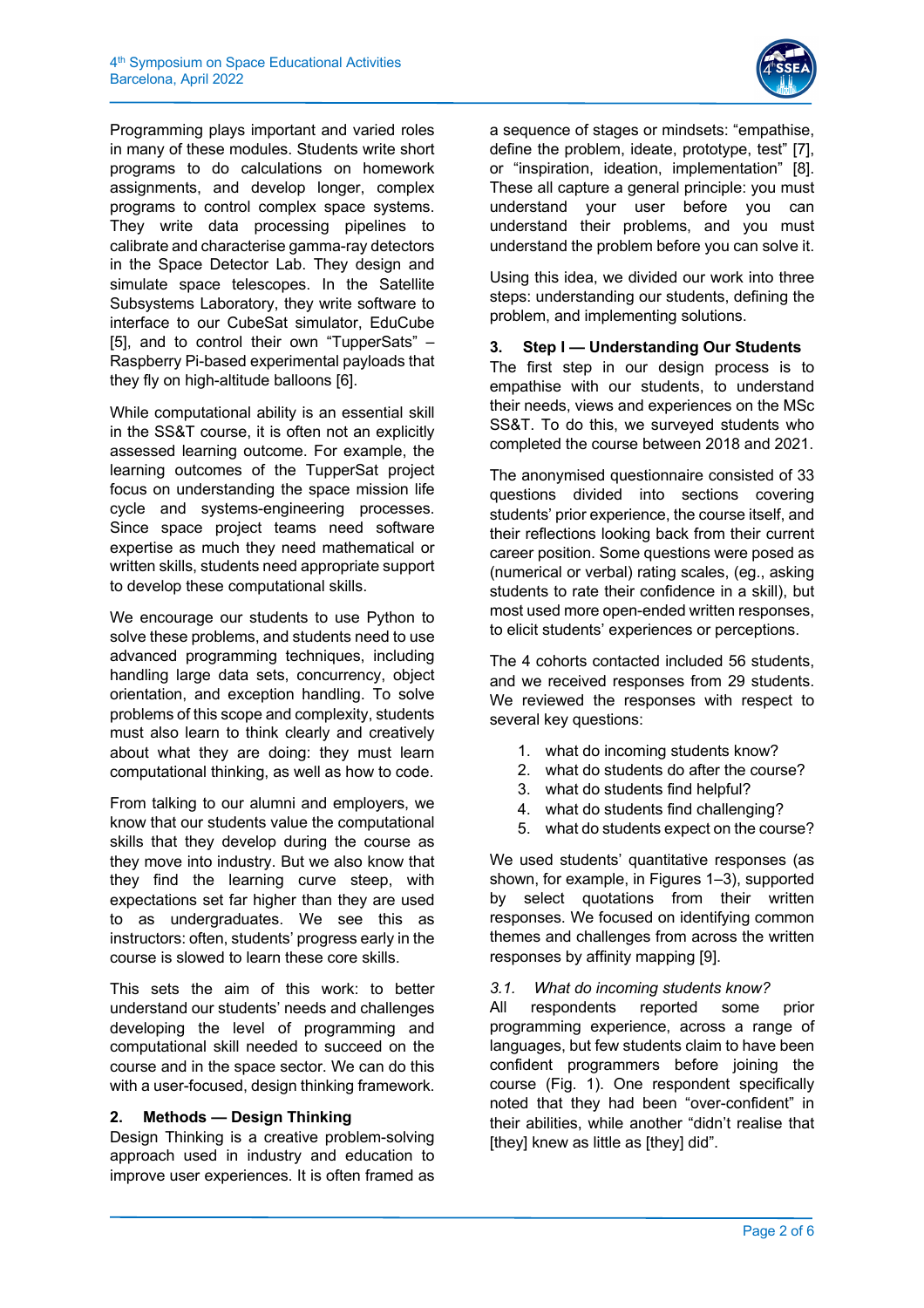Programming plays important and varied roles in many of these modules. Students write short programs to do calculations on homework assignments, and develop longer, complex programs to control complex space systems. They write data processing pipelines to calibrate and characterise gamma-ray detectors in the Space Detector Lab. They design and simulate space telescopes. In the Satellite Subsystems Laboratory, they write software to interface to our CubeSat simulator, EduCube [5], and to control their own "TupperSats" – Raspberry Pi-based experimental payloads that they fly on high-altitude balloons [6].

While computational ability is an essential skill in the SS&T course, it is often not an explicitly assessed learning outcome. For example, the learning outcomes of the TupperSat project focus on understanding the space mission life cycle and systems-engineering processes. Since space project teams need software expertise as much they need mathematical or written skills, students need appropriate support to develop these computational skills.

We encourage our students to use Python to solve these problems, and students need to use advanced programming techniques, including handling large data sets, concurrency, object orientation, and exception handling. To solve problems of this scope and complexity, students must also learn to think clearly and creatively about what they are doing: they must learn computational thinking, as well as how to code.

From talking to our alumni and employers, we know that our students value the computational skills that they develop during the course as they move into industry. But we also know that they find the learning curve steep, with expectations set far higher than they are used to as undergraduates. We see this as instructors: often, students' progress early in the course is slowed to learn these core skills.

This sets the aim of this work: to better understand our students' needs and challenges developing the level of programming and computational skill needed to succeed on the course and in the space sector. We can do this with a user-focused, design thinking framework.

## 2. Methods — Design Thinking

Design Thinking is a creative problem-solving approach used in industry and education to improve user experiences. It is often framed as a sequence of stages or mindsets: "empathise, define the problem, ideate, prototype, test" [7], or "inspiration, ideation, implementation" [8]. These all capture a general principle: you must understand your user before you can understand their problems, and you must understand the problem before you can solve it.

Using this idea, we divided our work into three steps: understanding our students, defining the problem, and implementing solutions.

## 3. Step I — Understanding Our Students

The first step in our design process is to empathise with our students, to understand their needs, views and experiences on the MSc SS&T. To do this, we surveyed students who completed the course between 2018 and 2021.

The anonymised questionnaire consisted of 33 questions divided into sections covering students' prior experience, the course itself, and their reflections looking back from their current career position. Some questions were posed as (numerical or verbal) rating scales, (eg., asking students to rate their confidence in a skill), but most used more open-ended written responses, to elicit students' experiences or perceptions.

The 4 cohorts contacted included 56 students, and we received responses from 29 students. We reviewed the responses with respect to several key questions:

1. what do incoming students know?
2. what do students do after the course?
3. what do students find helpful?
4. what do students find challenging?
5. what do students expect on the course?

We used students' quantitative responses (as shown, for example, in Figures 1–3), supported by select quotations from their written responses. We focused on identifying common themes and challenges from across the written responses by affinity mapping [9].

### *3.1. What do incoming students know?*

All respondents reported some prior programming experience, across a range of languages, but few students claim to have been confident programmers before joining the course (Fig. 1). One respondent specifically noted that they had been "over-confident" in their abilities, while another "didn't realise that [they] knew as little as [they] did".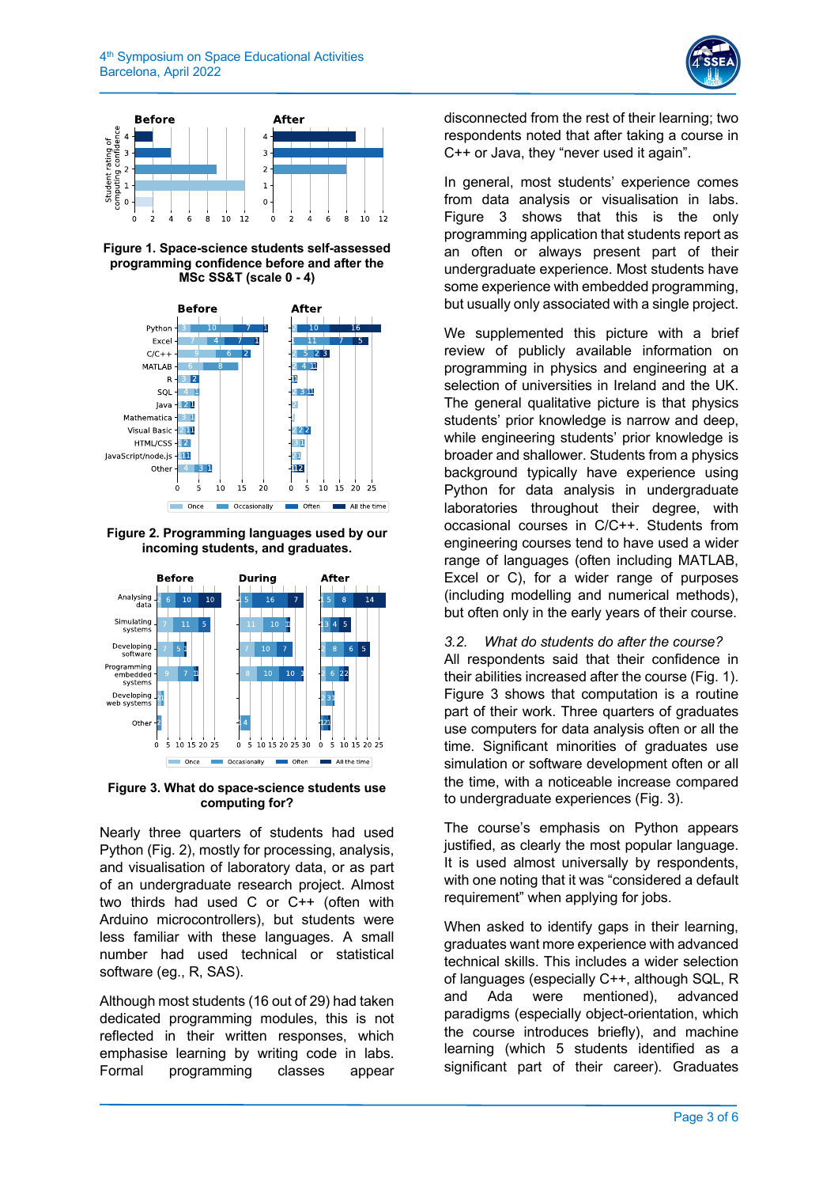Figure 1. Space-science students self-assessed programming confidence before and after the MSc SS&T (scale 0 - 4)

Figure 2. Programming languages used by our incoming students, and graduates.

Figure 3. What do space-science students use computing for?

Nearly three quarters of students had used Python (Fig. 2), mostly for processing, analysis, and visualisation of laboratory data, or as part of an undergraduate research project. Almost two thirds had used C or C++ (often with Arduino microcontrollers), but students were less familiar with these languages. A small number had used technical or statistical software (eg., R, SAS).

Although most students (16 out of 29) had taken dedicated programming modules, this is not reflected in their written responses, which emphasise learning by writing code in labs. Formal programming classes appear disconnected from the rest of their learning; two respondents noted that after taking a course in C++ or Java, they "never used it again".

In general, most students' experience comes from data analysis or visualisation in labs. Figure 3 shows that this is the only programming application that students report as an often or always present part of their undergraduate experience. Most students have some experience with embedded programming, but usually only associated with a single project.

We supplemented this picture with a brief review of publicly available information on programming in physics and engineering at a selection of universities in Ireland and the UK. The general qualitative picture is that physics students' prior knowledge is narrow and deep, while engineering students' prior knowledge is broader and shallower. Students from a physics background typically have experience using Python for data analysis in undergraduate laboratories throughout their degree, with occasional courses in C/C++. Students from engineering courses tend to have used a wider range of languages (often including MATLAB, Excel or C), for a wider range of purposes (including modelling and numerical methods), but often only in the early years of their course.

### 3.2. *What do students do after the course?*

All respondents said that their confidence in their abilities increased after the course (Fig. 1). Figure 3 shows that computation is a routine part of their work. Three quarters of graduates use computers for data analysis often or all the time. Significant minorities of graduates use simulation or software development often or all the time, with a noticeable increase compared to undergraduate experiences (Fig. 3).

The course's emphasis on Python appears justified, as clearly the most popular language. It is used almost universally by respondents, with one noting that it was "considered a default requirement" when applying for jobs.

When asked to identify gaps in their learning, graduates want more experience with advanced technical skills. This includes a wider selection of languages (especially C++, although SQL, R and Ada were mentioned), advanced paradigms (especially object-orientation, which the course introduces briefly), and machine learning (which 5 students identified as a significant part of their career). Graduates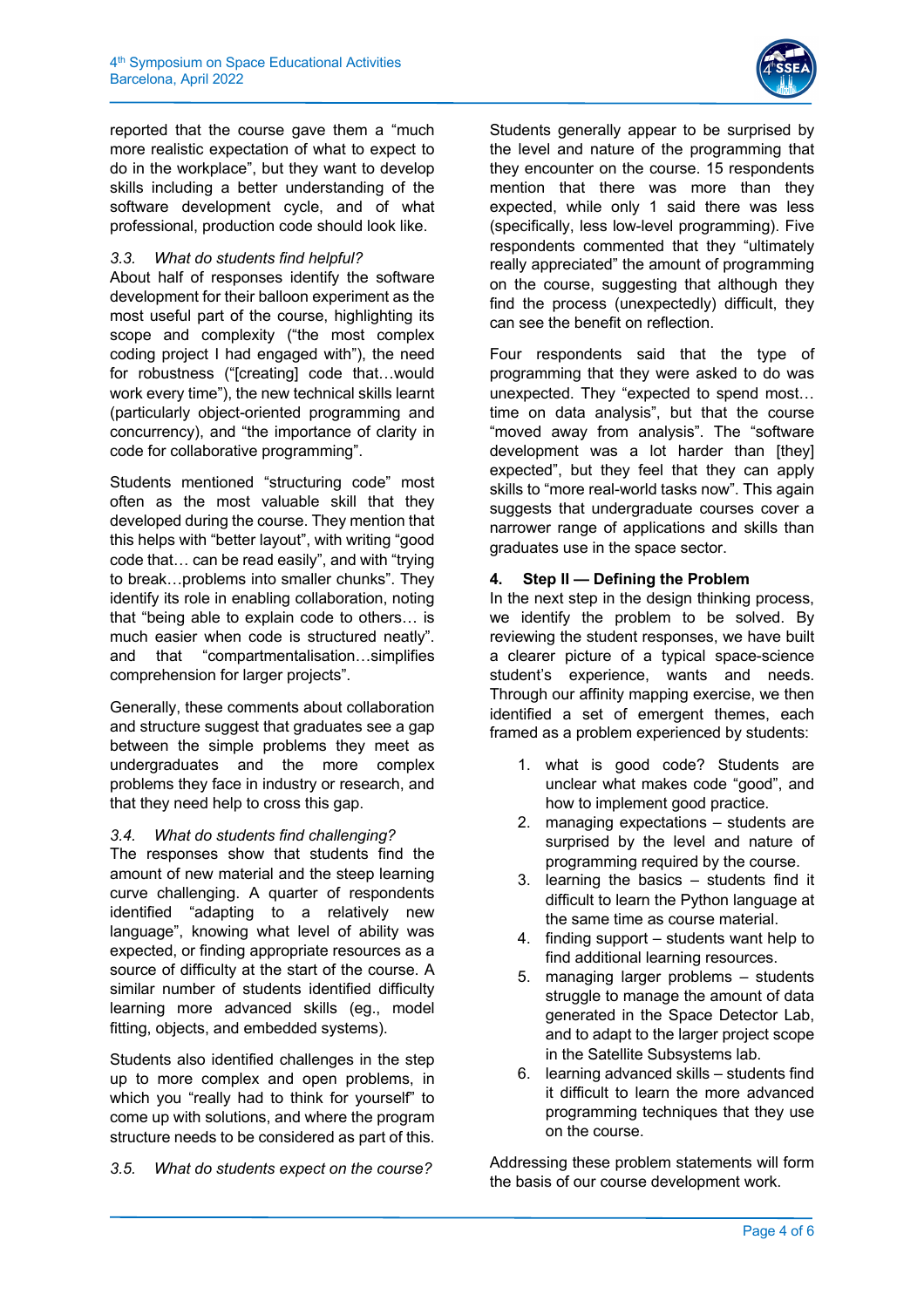reported that the course gave them a "much more realistic expectation of what to expect to do in the workplace", but they want to develop skills including a better understanding of the software development cycle, and of what professional, production code should look like.

### *3.3. What do students find helpful?*

About half of responses identify the software development for their balloon experiment as the most useful part of the course, highlighting its scope and complexity ("the most complex coding project I had engaged with"), the need for robustness ("[creating] code that…would work every time"), the new technical skills learnt (particularly object-oriented programming and concurrency), and "the importance of clarity in code for collaborative programming".

Students mentioned "structuring code" most often as the most valuable skill that they developed during the course. They mention that this helps with "better layout", with writing "good code that… can be read easily", and with "trying to break…problems into smaller chunks". They identify its role in enabling collaboration, noting that "being able to explain code to others… is much easier when code is structured neatly". and that "compartmentalisation…simplifies comprehension for larger projects".

Generally, these comments about collaboration and structure suggest that graduates see a gap between the simple problems they meet as undergraduates and the more complex problems they face in industry or research, and that they need help to cross this gap.

### *3.4. What do students find challenging?*

The responses show that students find the amount of new material and the steep learning curve challenging. A quarter of respondents identified "adapting to a relatively new language", knowing what level of ability was expected, or finding appropriate resources as a source of difficulty at the start of the course. A similar number of students identified difficulty learning more advanced skills (eg., model fitting, objects, and embedded systems).

Students also identified challenges in the step up to more complex and open problems, in which you "really had to think for yourself" to come up with solutions, and where the program structure needs to be considered as part of this.

### *3.5. What do students expect on the course?*

Students generally appear to be surprised by the level and nature of the programming that they encounter on the course. 15 respondents mention that there was more than they expected, while only 1 said there was less (specifically, less low-level programming). Five respondents commented that they "ultimately really appreciated" the amount of programming on the course, suggesting that although they find the process (unexpectedly) difficult, they can see the benefit on reflection.

Four respondents said that the type of programming that they were asked to do was unexpected. They "expected to spend most… time on data analysis", but that the course "moved away from analysis". The "software development was a lot harder than [they] expected", but they feel that they can apply skills to "more real-world tasks now". This again suggests that undergraduate courses cover a narrower range of applications and skills than graduates use in the space sector.

## **4. Step II — Defining the Problem**

In the next step in the design thinking process, we identify the problem to be solved. By reviewing the student responses, we have built a clearer picture of a typical space-science student's experience, wants and needs. Through our affinity mapping exercise, we then identified a set of emergent themes, each framed as a problem experienced by students:

1. what is good code? Students are unclear what makes code "good", and how to implement good practice.
2. managing expectations – students are surprised by the level and nature of programming required by the course.
3. learning the basics – students find it difficult to learn the Python language at the same time as course material.
4. finding support – students want help to find additional learning resources.
5. managing larger problems – students struggle to manage the amount of data generated in the Space Detector Lab, and to adapt to the larger project scope in the Satellite Subsystems lab.
6. learning advanced skills – students find it difficult to learn the more advanced programming techniques that they use on the course.

Addressing these problem statements will form the basis of our course development work.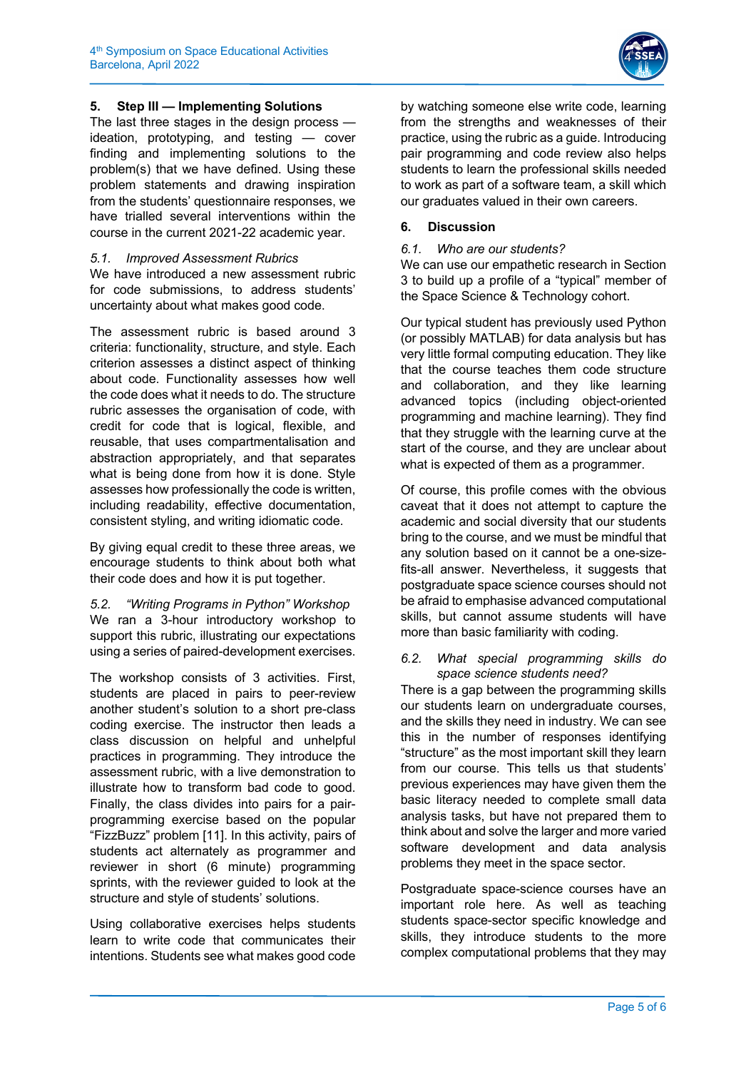## 5. Step III — Implementing Solutions

The last three stages in the design process — ideation, prototyping, and testing — cover finding and implementing solutions to the problem(s) that we have defined. Using these problem statements and drawing inspiration from the students' questionnaire responses, we have trialled several interventions within the course in the current 2021-22 academic year.

### *5.1. Improved Assessment Rubrics*

We have introduced a new assessment rubric for code submissions, to address students' uncertainty about what makes good code.

The assessment rubric is based around 3 criteria: functionality, structure, and style. Each criterion assesses a distinct aspect of thinking about code. Functionality assesses how well the code does what it needs to do. The structure rubric assesses the organisation of code, with credit for code that is logical, flexible, and reusable, that uses compartmentalisation and abstraction appropriately, and that separates what is being done from how it is done. Style assesses how professionally the code is written, including readability, effective documentation, consistent styling, and writing idiomatic code.

By giving equal credit to these three areas, we encourage students to think about both what their code does and how it is put together.

### *5.2. "Writing Programs in Python" Workshop*

We ran a 3-hour introductory workshop to support this rubric, illustrating our expectations using a series of paired-development exercises.

The workshop consists of 3 activities. First, students are placed in pairs to peer-review another student's solution to a short pre-class coding exercise. The instructor then leads a class discussion on helpful and unhelpful practices in programming. They introduce the assessment rubric, with a live demonstration to illustrate how to transform bad code to good. Finally, the class divides into pairs for a pair-programming exercise based on the popular "FizzBuzz" problem [11]. In this activity, pairs of students act alternately as programmer and reviewer in short (6 minute) programming sprints, with the reviewer guided to look at the structure and style of students' solutions.

Using collaborative exercises helps students learn to write code that communicates their intentions. Students see what makes good code by watching someone else write code, learning from the strengths and weaknesses of their practice, using the rubric as a guide. Introducing pair programming and code review also helps students to learn the professional skills needed to work as part of a software team, a skill which our graduates valued in their own careers.

## 6. Discussion

### *6.1. Who are our students?*

We can use our empathetic research in Section 3 to build up a profile of a "typical" member of the Space Science & Technology cohort.

Our typical student has previously used Python (or possibly MATLAB) for data analysis but has very little formal computing education. They like that the course teaches them code structure and collaboration, and they like learning advanced topics (including object-oriented programming and machine learning). They find that they struggle with the learning curve at the start of the course, and they are unclear about what is expected of them as a programmer.

Of course, this profile comes with the obvious caveat that it does not attempt to capture the academic and social diversity that our students bring to the course, and we must be mindful that any solution based on it cannot be a one-size-fits-all answer. Nevertheless, it suggests that postgraduate space science courses should not be afraid to emphasise advanced computational skills, but cannot assume students will have more than basic familiarity with coding.

### *6.2. What special programming skills do space science students need?*

There is a gap between the programming skills our students learn on undergraduate courses, and the skills they need in industry. We can see this in the number of responses identifying "structure" as the most important skill they learn from our course. This tells us that students' previous experiences may have given them the basic literacy needed to complete small data analysis tasks, but have not prepared them to think about and solve the larger and more varied software development and data analysis problems they meet in the space sector.

Postgraduate space-science courses have an important role here. As well as teaching students space-sector specific knowledge and skills, they introduce students to the more complex computational problems that they may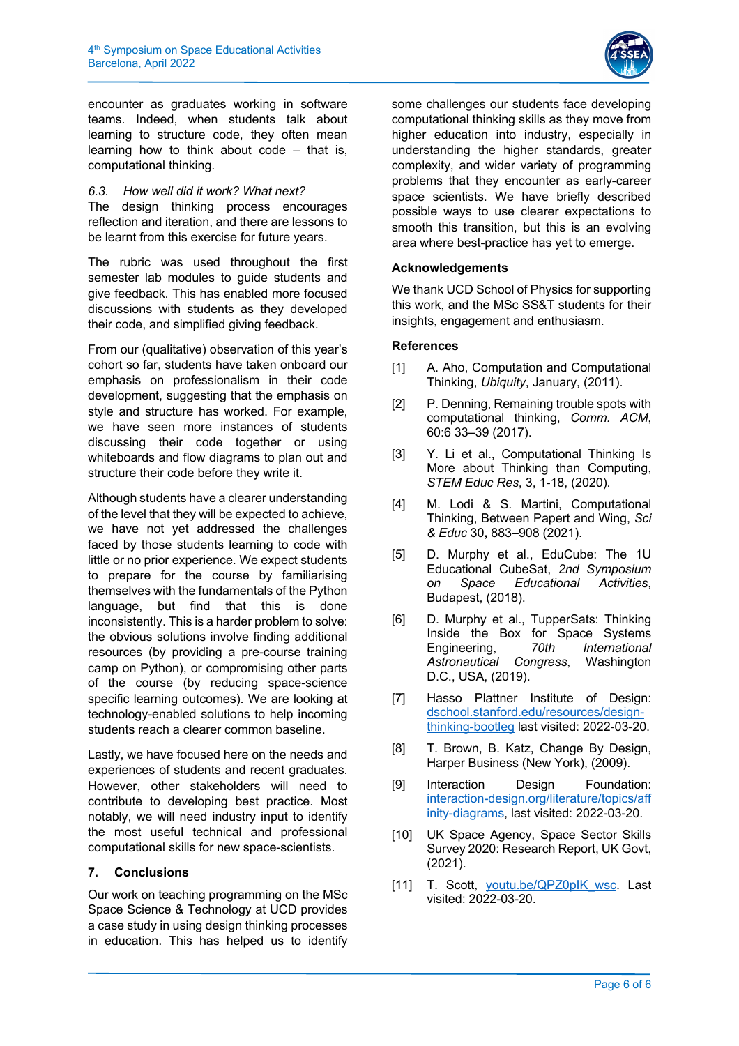encounter as graduates working in software teams. Indeed, when students talk about learning to structure code, they often mean learning how to think about code – that is, computational thinking.

### 6.3. How well did it work? What next?

The design thinking process encourages reflection and iteration, and there are lessons to be learnt from this exercise for future years.

The rubric was used throughout the first semester lab modules to guide students and give feedback. This has enabled more focused discussions with students as they developed their code, and simplified giving feedback.

From our (qualitative) observation of this year's cohort so far, students have taken onboard our emphasis on professionalism in their code development, suggesting that the emphasis on style and structure has worked. For example, we have seen more instances of students discussing their code together or using whiteboards and flow diagrams to plan out and structure their code before they write it.

Although students have a clearer understanding of the level that they will be expected to achieve, we have not yet addressed the challenges faced by those students learning to code with little or no prior experience. We expect students to prepare for the course by familiarising themselves with the fundamentals of the Python language, but find that this is done inconsistently. This is a harder problem to solve: the obvious solutions involve finding additional resources (by providing a pre-course training camp on Python), or compromising other parts of the course (by reducing space-science specific learning outcomes). We are looking at technology-enabled solutions to help incoming students reach a clearer common baseline.

Lastly, we have focused here on the needs and experiences of students and recent graduates. However, other stakeholders will need to contribute to developing best practice. Most notably, we will need industry input to identify the most useful technical and professional computational skills for new space-scientists.

## 7. Conclusions

Our work on teaching programming on the MSc Space Science & Technology at UCD provides a case study in using design thinking processes in education. This has helped us to identify some challenges our students face developing computational thinking skills as they move from higher education into industry, especially in understanding the higher standards, greater complexity, and wider variety of programming problems that they encounter as early-career space scientists. We have briefly described possible ways to use clearer expectations to smooth this transition, but this is an evolving area where best-practice has yet to emerge.

### Acknowledgements

We thank UCD School of Physics for supporting this work, and the MSc SS&T students for their insights, engagement and enthusiasm.

### References

[1] A. Aho, Computation and Computational Thinking, *Ubiquity*, January, (2011).

[2] P. Denning, Remaining trouble spots with computational thinking, *Comm. ACM*, 60:6 33–39 (2017).

[3] Y. Li et al., Computational Thinking Is More about Thinking than Computing, *STEM Educ Res*, 3, 1-18, (2020).

[4] M. Lodi & S. Martini, Computational Thinking, Between Papert and Wing, *Sci & Educ* 30**,** 883–908 (2021).

[5] D. Murphy et al., EduCube: The 1U Educational CubeSat, *2nd Symposium on Space Educational Activities*, Budapest, (2018).

[6] D. Murphy et al., TupperSats: Thinking Inside the Box for Space Systems Engineering, *70th International Astronautical Congress*, Washington D.C., USA, (2019).

[7] Hasso Plattner Institute of Design: dschool.stanford.edu/resources/design-thinking-bootleg last visited: 2022-03-20.

[8] T. Brown, B. Katz, Change By Design, Harper Business (New York), (2009).

[9] Interaction Design Foundation: interaction-design.org/literature/topics/affinity-diagrams, last visited: 2022-03-20.

[10] UK Space Agency, Space Sector Skills Survey 2020: Research Report, UK Govt, (2021).

[11] T. Scott, youtu.be/QPZ0pIK_wsc. Last visited: 2022-03-20.